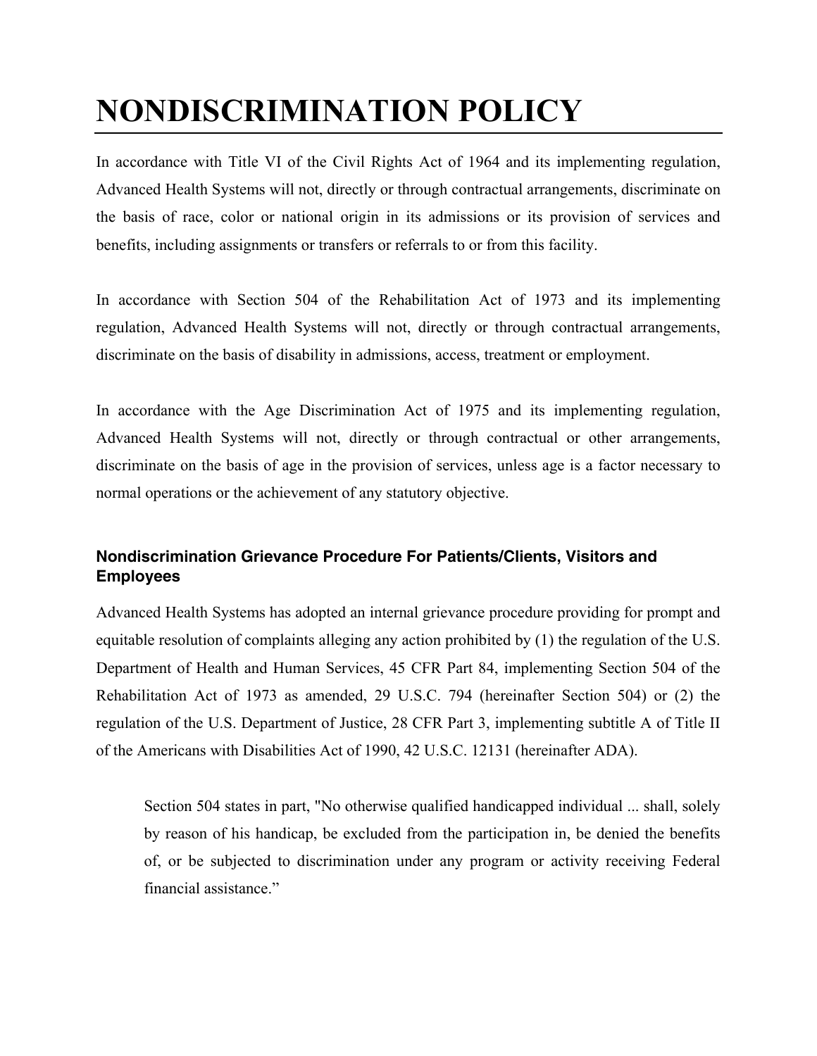# NONDISCRIMINATION POLICY

In accordance with Title VI of the Civil Rights Act of 1964 and its implementing regulation, Advanced Health Systems will not, directly or through contractual arrangements, discriminate on the basis of race, color or national origin in its admissions or its provision of services and benefits, including assignments or transfers or referrals to or from this facility.

In accordance with Section 504 of the Rehabilitation Act of 1973 and its implementing regulation, Advanced Health Systems will not, directly or through contractual arrangements, discriminate on the basis of disability in admissions, access, treatment or employment.

In accordance with the Age Discrimination Act of 1975 and its implementing regulation, Advanced Health Systems will not, directly or through contractual or other arrangements, discriminate on the basis of age in the provision of services, unless age is a factor necessary to normal operations or the achievement of any statutory objective.

### Nondiscrimination Grievance Procedure For Patients/Clients, Visitors and Employees

Advanced Health Systems has adopted an internal grievance procedure providing for prompt and equitable resolution of complaints alleging any action prohibited by (1) the regulation of the U.S. Department of Health and Human Services, 45 CFR Part 84, implementing Section 504 of the Rehabilitation Act of 1973 as amended, 29 U.S.C. 794 (hereinafter Section 504) or (2) the regulation of the U.S. Department of Justice, 28 CFR Part 3, implementing subtitle A of Title II of the Americans with Disabilities Act of 1990, 42 U.S.C. 12131 (hereinafter ADA).

> Section 504 states in part, "No otherwise qualified handicapped individual ... shall, solely by reason of his handicap, be excluded from the participation in, be denied the benefits of, or be subjected to discrimination under any program or activity receiving Federal financial assistance."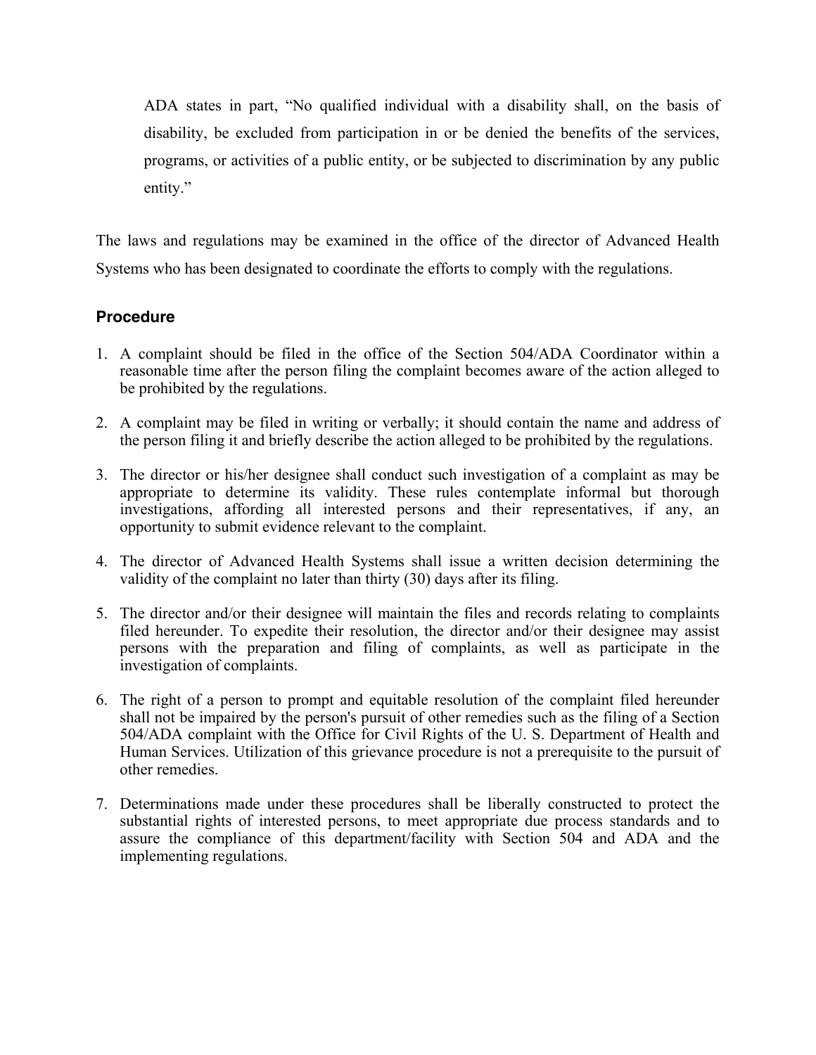> ADA states in part, "No qualified individual with a disability shall, on the basis of disability, be excluded from participation in or be denied the benefits of the services, programs, or activities of a public entity, or be subjected to discrimination by any public entity."

The laws and regulations may be examined in the office of the director of Advanced Health Systems who has been designated to coordinate the efforts to comply with the regulations.

## Procedure

1. A complaint should be filed in the office of the Section 504/ADA Coordinator within a reasonable time after the person filing the complaint becomes aware of the action alleged to be prohibited by the regulations.

2. A complaint may be filed in writing or verbally; it should contain the name and address of the person filing it and briefly describe the action alleged to be prohibited by the regulations.

3. The director or his/her designee shall conduct such investigation of a complaint as may be appropriate to determine its validity. These rules contemplate informal but thorough investigations, affording all interested persons and their representatives, if any, an opportunity to submit evidence relevant to the complaint.

4. The director of Advanced Health Systems shall issue a written decision determining the validity of the complaint no later than thirty (30) days after its filing.

5. The director and/or their designee will maintain the files and records relating to complaints filed hereunder. To expedite their resolution, the director and/or their designee may assist persons with the preparation and filing of complaints, as well as participate in the investigation of complaints.

6. The right of a person to prompt and equitable resolution of the complaint filed hereunder shall not be impaired by the person's pursuit of other remedies such as the filing of a Section 504/ADA complaint with the Office for Civil Rights of the U. S. Department of Health and Human Services. Utilization of this grievance procedure is not a prerequisite to the pursuit of other remedies.

7. Determinations made under these procedures shall be liberally constructed to protect the substantial rights of interested persons, to meet appropriate due process standards and to assure the compliance of this department/facility with Section 504 and ADA and the implementing regulations.